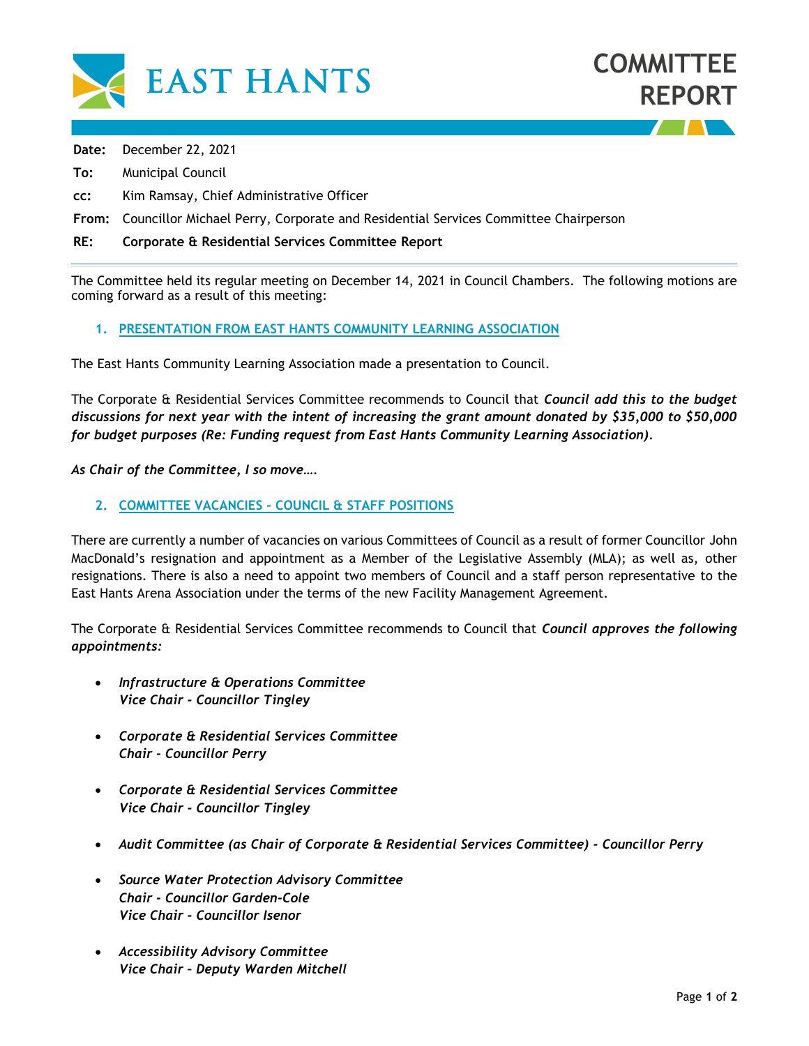# COMMITTEE REPORT

**Date:** December 22, 2021

**To:** Municipal Council

**cc:** Kim Ramsay, Chief Administrative Officer

**From:** Councillor Michael Perry, Corporate and Residential Services Committee Chairperson

**RE:** **Corporate & Residential Services Committee Report**

---

The Committee held its regular meeting on December 14, 2021 in Council Chambers. The following motions are coming forward as a result of this meeting:

### 1. PRESENTATION FROM EAST HANTS COMMUNITY LEARNING ASSOCIATION

The East Hants Community Learning Association made a presentation to Council.

The Corporate & Residential Services Committee recommends to Council that ***Council add this to the budget discussions for next year with the intent of increasing the grant amount donated by $35,000 to $50,000 for budget purposes (Re: Funding request from East Hants Community Learning Association).***

***As Chair of the Committee, I so move….***

### 2. COMMITTEE VACANCIES - COUNCIL & STAFF POSITIONS

There are currently a number of vacancies on various Committees of Council as a result of former Councillor John MacDonald's resignation and appointment as a Member of the Legislative Assembly (MLA); as well as, other resignations. There is also a need to appoint two members of Council and a staff person representative to the East Hants Arena Association under the terms of the new Facility Management Agreement.

The Corporate & Residential Services Committee recommends to Council that ***Council approves the following appointments:***

- ***Infrastructure & Operations Committee***
  ***Vice Chair - Councillor Tingley***
- ***Corporate & Residential Services Committee***
  ***Chair - Councillor Perry***
- ***Corporate & Residential Services Committee***
  ***Vice Chair - Councillor Tingley***
- ***Audit Committee (as Chair of Corporate & Residential Services Committee) - Councillor Perry***
- ***Source Water Protection Advisory Committee***
  ***Chair - Councillor Garden-Cole***
  ***Vice Chair - Councillor Isenor***
- ***Accessibility Advisory Committee***
  ***Vice Chair – Deputy Warden Mitchell***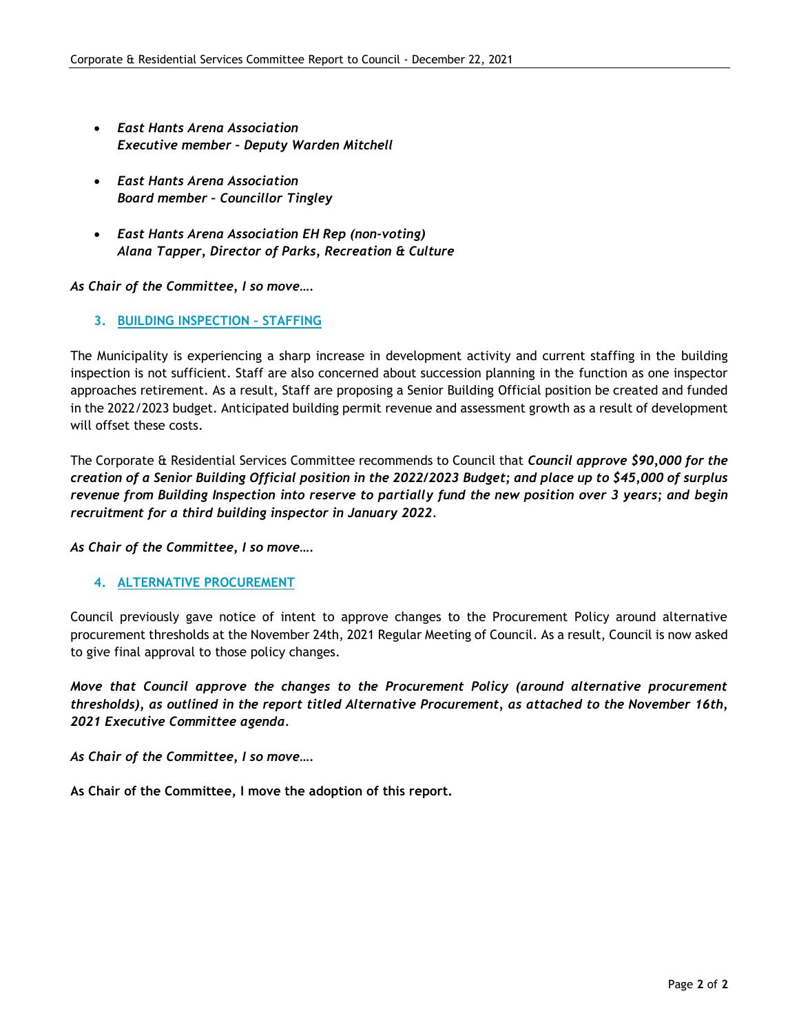- ***East Hants Arena Association***
  ***Executive member – Deputy Warden Mitchell***

- ***East Hants Arena Association***
  ***Board member – Councillor Tingley***

- ***East Hants Arena Association EH Rep (non-voting)***
  ***Alana Tapper, Director of Parks, Recreation & Culture***

***As Chair of the Committee, I so move….***

### 3. BUILDING INSPECTION – STAFFING

The Municipality is experiencing a sharp increase in development activity and current staffing in the building inspection is not sufficient. Staff are also concerned about succession planning in the function as one inspector approaches retirement. As a result, Staff are proposing a Senior Building Official position be created and funded in the 2022/2023 budget. Anticipated building permit revenue and assessment growth as a result of development will offset these costs.

The Corporate & Residential Services Committee recommends to Council that ***Council approve $90,000 for the creation of a Senior Building Official position in the 2022/2023 Budget; and place up to $45,000 of surplus revenue from Building Inspection into reserve to partially fund the new position over 3 years; and begin recruitment for a third building inspector in January 2022***.

***As Chair of the Committee, I so move….***

### 4. ALTERNATIVE PROCUREMENT

Council previously gave notice of intent to approve changes to the Procurement Policy around alternative procurement thresholds at the November 24th, 2021 Regular Meeting of Council. As a result, Council is now asked to give final approval to those policy changes.

***Move that Council approve the changes to the Procurement Policy (around alternative procurement thresholds), as outlined in the report titled Alternative Procurement, as attached to the November 16th, 2021 Executive Committee agenda.***

***As Chair of the Committee, I so move….***

**As Chair of the Committee, I move the adoption of this report.**